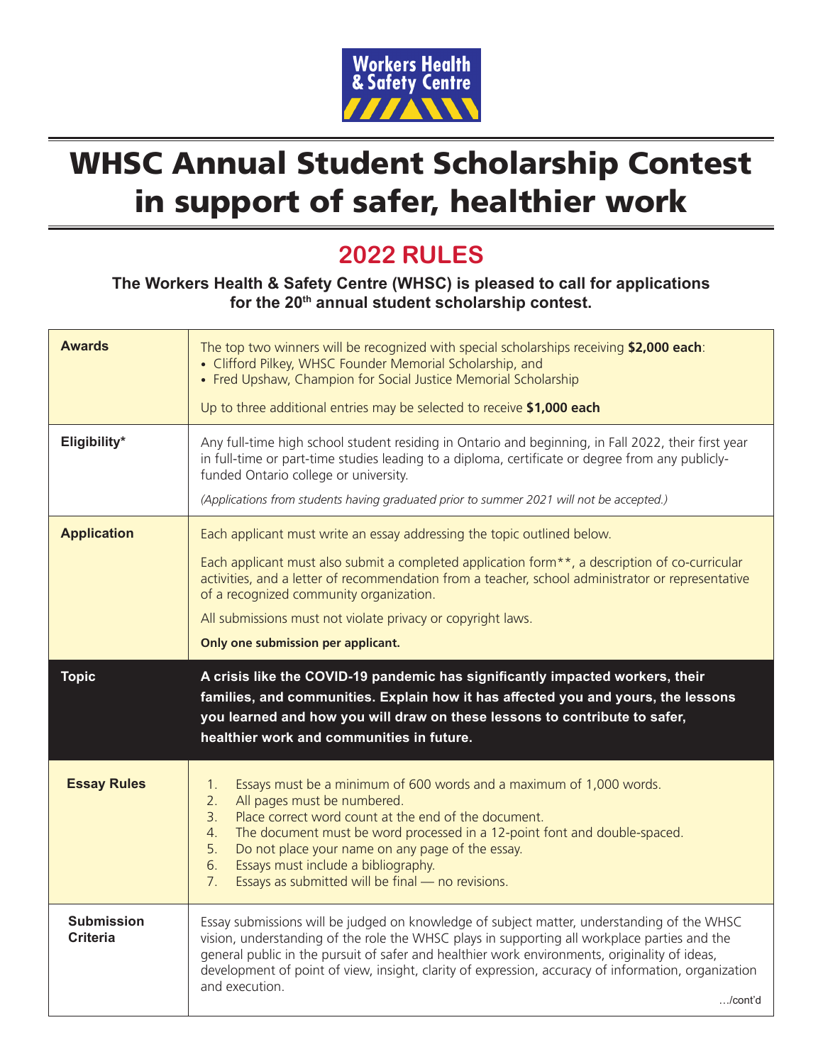Workers Health & Safety Centre

# WHSC Annual Student Scholarship Contest in support of safer, healthier work

## 2022 RULES

**The Workers Health & Safety Centre (WHSC) is pleased to call for applications for the 20th annual student scholarship contest.**

| | |
|---|---|
| **Awards** | The top two winners will be recognized with special scholarships receiving **$2,000 each**:<br>• Clifford Pilkey, WHSC Founder Memorial Scholarship, and<br>• Fred Upshaw, Champion for Social Justice Memorial Scholarship<br><br>Up to three additional entries may be selected to receive **$1,000 each** |
| **Eligibility*** | Any full-time high school student residing in Ontario and beginning, in Fall 2022, their first year in full-time or part-time studies leading to a diploma, certificate or degree from any publicly-funded Ontario college or university.<br><br>*(Applications from students having graduated prior to summer 2021 will not be accepted.)* |
| **Application** | Each applicant must write an essay addressing the topic outlined below.<br><br>Each applicant must also submit a completed application form**, a description of co-curricular activities, and a letter of recommendation from a teacher, school administrator or representative of a recognized community organization.<br><br>All submissions must not violate privacy or copyright laws.<br><br>**Only one submission per applicant.** |
| **Topic** | **A crisis like the COVID-19 pandemic has significantly impacted workers, their families, and communities. Explain how it has affected you and yours, the lessons you learned and how you will draw on these lessons to contribute to safer, healthier work and communities in future.** |
| **Essay Rules** | 1. Essays must be a minimum of 600 words and a maximum of 1,000 words.<br>2. All pages must be numbered.<br>3. Place correct word count at the end of the document.<br>4. The document must be word processed in a 12-point font and double-spaced.<br>5. Do not place your name on any page of the essay.<br>6. Essays must include a bibliography.<br>7. Essays as submitted will be final — no revisions. |
| **Submission Criteria** | Essay submissions will be judged on knowledge of subject matter, understanding of the WHSC vision, understanding of the role the WHSC plays in supporting all workplace parties and the general public in the pursuit of safer and healthier work environments, originality of ideas, development of point of view, insight, clarity of expression, accuracy of information, organization and execution. |

…/cont'd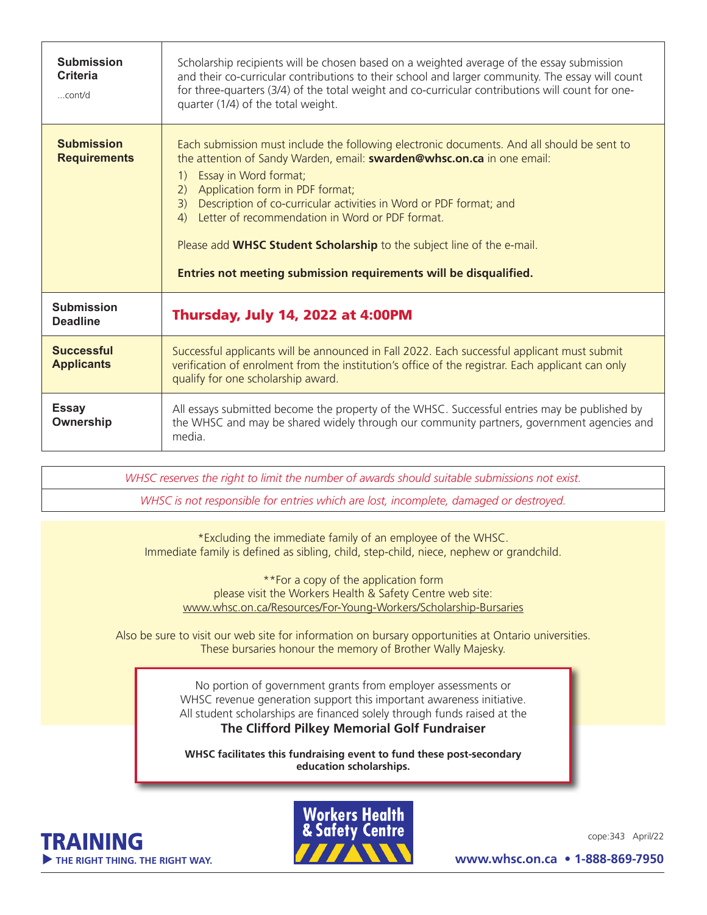| | |
|---|---|
| **Submission Criteria** ...cont/d | Scholarship recipients will be chosen based on a weighted average of the essay submission and their co-curricular contributions to their school and larger community. The essay will count for three-quarters (3/4) of the total weight and co-curricular contributions will count for one-quarter (1/4) of the total weight. |
| **Submission Requirements** | Each submission must include the following electronic documents. And all should be sent to the attention of Sandy Warden, email: **swarden@whsc.on.ca** in one email:<br>1) Essay in Word format;<br>2) Application form in PDF format;<br>3) Description of co-curricular activities in Word or PDF format; and<br>4) Letter of recommendation in Word or PDF format.<br><br>Please add **WHSC Student Scholarship** to the subject line of the e-mail.<br><br>**Entries not meeting submission requirements will be disqualified.** |
| **Submission Deadline** | **Thursday, July 14, 2022 at 4:00PM** |
| **Successful Applicants** | Successful applicants will be announced in Fall 2022. Each successful applicant must submit verification of enrolment from the institution's office of the registrar. Each applicant can only qualify for one scholarship award. |
| **Essay Ownership** | All essays submitted become the property of the WHSC. Successful entries may be published by the WHSC and may be shared widely through our community partners, government agencies and media. |

*WHSC reserves the right to limit the number of awards should suitable submissions not exist.*

*WHSC is not responsible for entries which are lost, incomplete, damaged or destroyed.*

*Excluding the immediate family of an employee of the WHSC.
Immediate family is defined as sibling, child, step-child, niece, nephew or grandchild.

**For a copy of the application form
please visit the Workers Health & Safety Centre web site:
www.whsc.on.ca/Resources/For-Young-Workers/Scholarship-Bursaries

Also be sure to visit our web site for information on bursary opportunities at Ontario universities.
These bursaries honour the memory of Brother Wally Majesky.

No portion of government grants from employer assessments or
WHSC revenue generation support this important awareness initiative.
All student scholarships are financed solely through funds raised at the
**The Clifford Pilkey Memorial Golf Fundraiser**

**WHSC facilitates this fundraising event to fund these post-secondary education scholarships.**

**TRAINING**
▶ **THE RIGHT THING. THE RIGHT WAY.**

Workers Health & Safety Centre

cope:343 April/22

**www.whsc.on.ca • 1-888-869-7950**